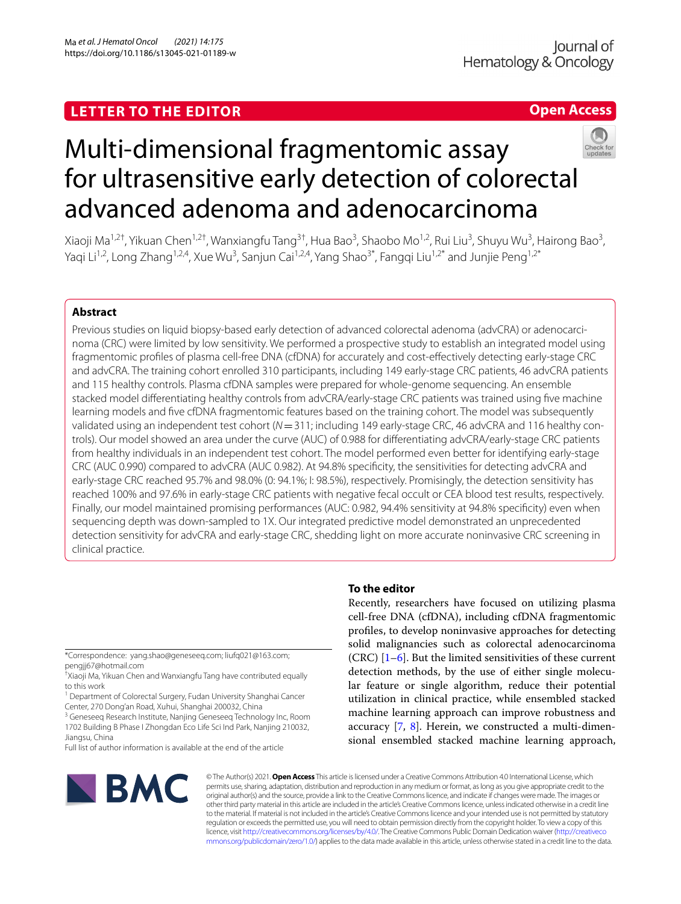LETTER TO THE EDITOR

Open Access

# Multi-dimensional fragmentomic assay for ultrasensitive early detection of colorectal advanced adenoma and adenocarcinoma

Xiaoji Ma[1,2†], Yikuan Chen[1,2†], Wanxiangfu Tang[3†], Hua Bao[3], Shaobo Mo[1,2], Rui Liu[3], Shuyu Wu[3], Hairong Bao[3], Yaqi Li[1,2], Long Zhang[1,2,4], Xue Wu[3], Sanjun Cai[1,2,4], Yang Shao[3*], Fangqi Liu[1,2*] and Junjie Peng[1,2*]

## Abstract

Previous studies on liquid biopsy-based early detection of advanced colorectal adenoma (advCRA) or adenocarcinoma (CRC) were limited by low sensitivity. We performed a prospective study to establish an integrated model using fragmentomic profiles of plasma cell-free DNA (cfDNA) for accurately and cost-effectively detecting early-stage CRC and advCRA. The training cohort enrolled 310 participants, including 149 early-stage CRC patients, 46 advCRA patients and 115 healthy controls. Plasma cfDNA samples were prepared for whole-genome sequencing. An ensemble stacked model differentiating healthy controls from advCRA/early-stage CRC patients was trained using five machine learning models and five cfDNA fragmentomic features based on the training cohort. The model was subsequently validated using an independent test cohort ($N = 311$; including 149 early-stage CRC, 46 advCRA and 116 healthy controls). Our model showed an area under the curve (AUC) of 0.988 for differentiating advCRA/early-stage CRC patients from healthy individuals in an independent test cohort. The model performed even better for identifying early-stage CRC (AUC 0.990) compared to advCRA (AUC 0.982). At 94.8% specificity, the sensitivities for detecting advCRA and early-stage CRC reached 95.7% and 98.0% (0: 94.1%; I: 98.5%), respectively. Promisingly, the detection sensitivity has reached 100% and 97.6% in early-stage CRC patients with negative fecal occult or CEA blood test results, respectively. Finally, our model maintained promising performances (AUC: 0.982, 94.4% sensitivity at 94.8% specificity) even when sequencing depth was down-sampled to 1X. Our integrated predictive model demonstrated an unprecedented detection sensitivity for advCRA and early-stage CRC, shedding light on more accurate noninvasive CRC screening in clinical practice.

## To the editor

Recently, researchers have focused on utilizing plasma cell-free DNA (cfDNA), including cfDNA fragmentomic profiles, to develop noninvasive approaches for detecting solid malignancies such as colorectal adenocarcinoma (CRC) [1–6]. But the limited sensitivities of these current detection methods, by the use of either single molecular feature or single algorithm, reduce their potential utilization in clinical practice, while ensembled stacked machine learning approach can improve robustness and accuracy [7, 8]. Herein, we constructed a multi-dimensional ensembled stacked machine learning approach,

*Correspondence: yang.shao@geneseeq.com; liufq021@163.com; pengjj67@hotmail.com

†Xiaoji Ma, Yikuan Chen and Wanxiangfu Tang have contributed equally to this work

[1] Department of Colorectal Surgery, Fudan University Shanghai Cancer Center, 270 Dong'an Road, Xuhui, Shanghai 200032, China

[3] Geneseeq Research Institute, Nanjing Geneseeq Technology Inc, Room 1702 Building B Phase I Zhongdan Eco Life Sci Ind Park, Nanjing 210032, Jiangsu, China

Full list of author information is available at the end of the article

© The Author(s) 2021. **Open Access** This article is licensed under a Creative Commons Attribution 4.0 International License, which permits use, sharing, adaptation, distribution and reproduction in any medium or format, as long as you give appropriate credit to the original author(s) and the source, provide a link to the Creative Commons licence, and indicate if changes were made. The images or other third party material in this article are included in the article's Creative Commons licence, unless indicated otherwise in a credit line to the material. If material is not included in the article's Creative Commons licence and your intended use is not permitted by statutory regulation or exceeds the permitted use, you will need to obtain permission directly from the copyright holder. To view a copy of this licence, visit http://creativecommons.org/licenses/by/4.0/. The Creative Commons Public Domain Dedication waiver (http://creativecommons.org/publicdomain/zero/1.0/) applies to the data made available in this article, unless otherwise stated in a credit line to the data.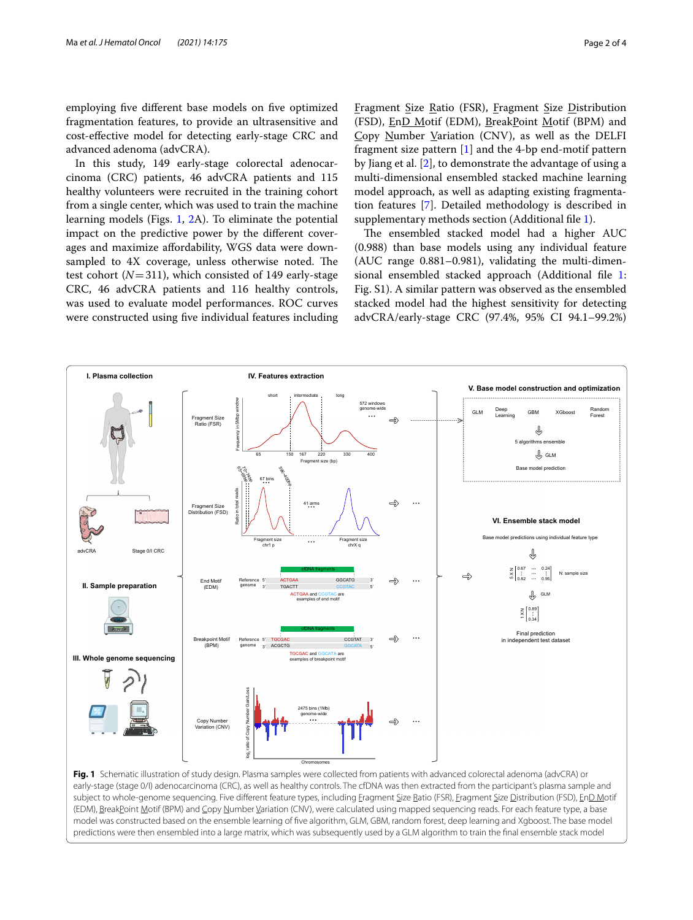employing five different base models on five optimized fragmentation features, to provide an ultrasensitive and cost-effective model for detecting early-stage CRC and advanced adenoma (advCRA).

In this study, 149 early-stage colorectal adenocarcinoma (CRC) patients, 46 advCRA patients and 115 healthy volunteers were recruited in the training cohort from a single center, which was used to train the machine learning models (Figs. 1, 2A). To eliminate the potential impact on the predictive power by the different coverages and maximize affordability, WGS data were downsampled to 4X coverage, unless otherwise noted. The test cohort (N = 311), which consisted of 149 early-stage CRC, 46 advCRA patients and 116 healthy controls, was used to evaluate model performances. ROC curves were constructed using five individual features including Fragment Size Ratio (FSR), Fragment Size Distribution (FSD), EnD Motif (EDM), BreakPoint Motif (BPM) and Copy Number Variation (CNV), as well as the DELFI fragment size pattern [1] and the 4-bp end-motif pattern by Jiang et al. [2], to demonstrate the advantage of using a multi-dimensional ensembled stacked machine learning model approach, as well as adapting existing fragmentation features [7]. Detailed methodology is described in supplementary methods section (Additional file 1).

The ensembled stacked model had a higher AUC (0.988) than base models using any individual feature (AUC range 0.881–0.981), validating the multi-dimensional ensembled stacked approach (Additional file 1: Fig. S1). A similar pattern was observed as the ensembled stacked model had the highest sensitivity for detecting advCRA/early-stage CRC (97.4%, 95% CI 94.1–99.2%)

I. Plasma collection

advCRA

Stage 0/I CRC

II. Sample preparation

III. Whole genome sequencing

IV. Features extraction

Fragment Size Ratio (FSR)

short intermediate long

572 windows genome-wide

Frequency in 5Mbp window

65 150 167 220 330 400

Fragment size (bp)

Fragment Size Distribution (FSD)

67 bins

41 arms

Ratio in total reads

Fragment size chr1 p

Fragment size chrX q

End Motif (EDM)

cfDNA fragments

Reference genome 5' ACTGAA GGCATG 3'

3' TGACTT CCGTAC 5'

ACTGAA and CCGTAC are examples of end motif

Breakpoint Motif (BPM)

cfDNA fragments

Reference genome 5' TGCGAC CCGTAT 3'

3' ACGCTG GGCATA 5'

TGCGAC and GGCATA are examples of breakpoint motif

Copy Number Variation (CNV)

2475 bins (1Mb) genome-wide

log2 ratio of Copy Number Gain/Loss

Chromosomes

V. Base model construction and optimization

GLM Deep Learning GBM XGboost Random Forest

5 algorithms ensemble

GLM

Base model prediction

VI. Ensemble stack model

Base model predictions using individual feature type

5 X N

N: sample size

GLM

1 X N

Final prediction in independent test dataset

**Fig. 1** Schematic illustration of study design. Plasma samples were collected from patients with advanced colorectal adenoma (advCRA) or early-stage (stage 0/I) adenocarcinoma (CRC), as well as healthy controls. The cfDNA was then extracted from the participant's plasma sample and subject to whole-genome sequencing. Five different feature types, including Fragment Size Ratio (FSR), Fragment Size Distribution (FSD), EnD Motif (EDM), BreakPoint Motif (BPM) and Copy Number Variation (CNV), were calculated using mapped sequencing reads. For each feature type, a base model was constructed based on the ensemble learning of five algorithm, GLM, GBM, random forest, deep learning and Xgboost. The base model predictions were then ensembled into a large matrix, which was subsequently used by a GLM algorithm to train the final ensemble stack model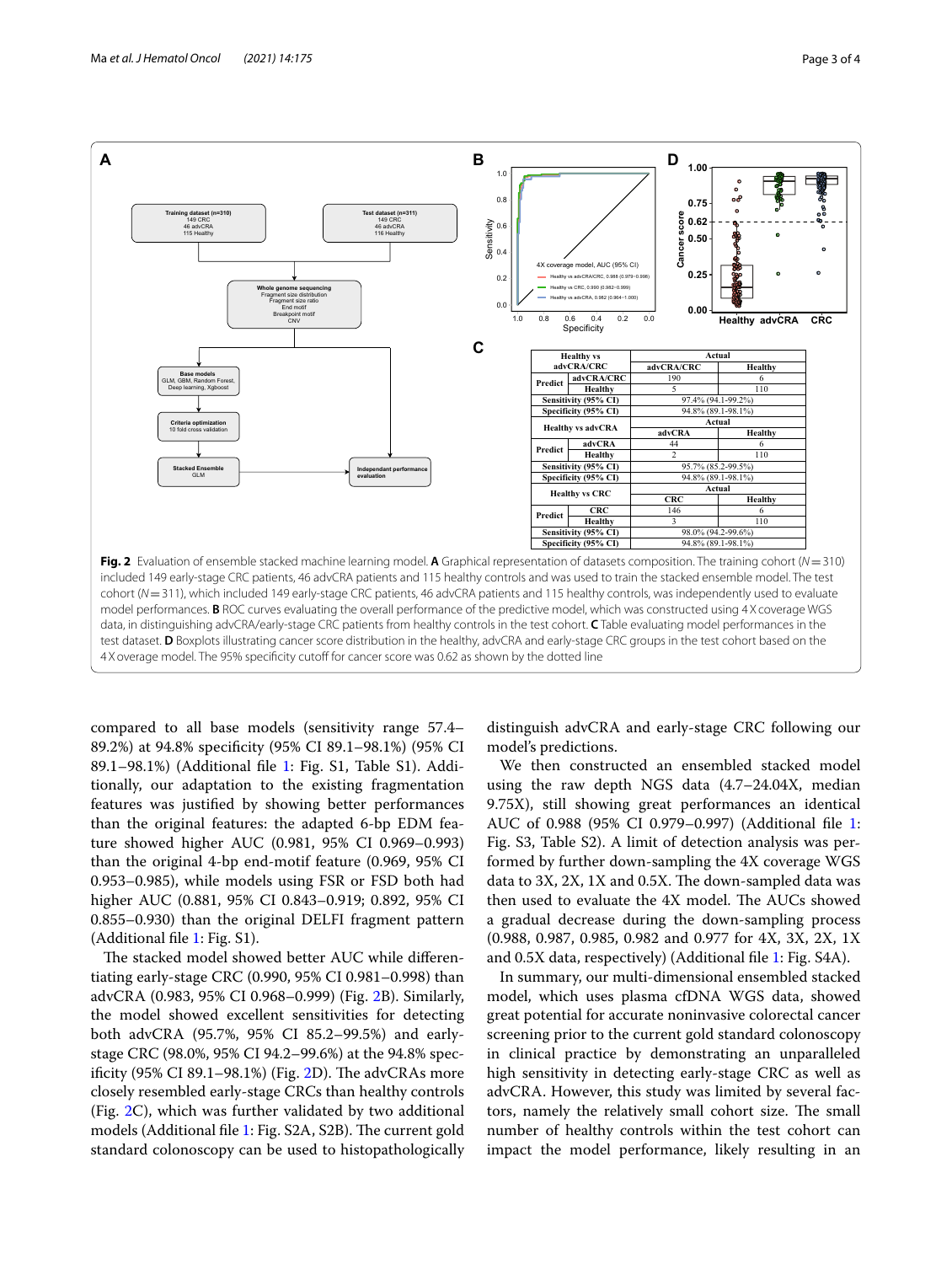A

Training dataset (n=310)
149 CRC
46 advCRA
115 Healthy

Test dataset (n=311)
149 CRC
46 advCRA
116 Healthy

Whole genome sequencing
Fragment size distribution
Fragment size ratio
End motif
Breakpoint motif
CNV

Base models
GLM, GBM, Random Forest, Deep learning, Xgboost

Criteria optimization
10 fold cross validation

Stacked Ensemble
GLM

Independant performance evaluation

B

Sensitivity

Specificity

4X coverage model, AUC (95% CI)
Healthy vs advCRA/CRC, 0.988 (0.979~0.998)
Healthy vs CRC, 0.990 (0.982~0.999)
Healthy vs advCRA, 0.982 (0.964~1.000)

D

Cancer score

1.00
0.75
0.62
0.50
0.25
0.00

Healthy advCRA CRC

C

| Healthy vs advCRA/CRC | | Actual | |
|---|---|---|---|
| | | advCRA/CRC | Healthy |
| Predict | advCRA/CRC | 190 | 6 |
| | Healthy | 5 | 110 |
| Sensitivity (95% CI) | | 97.4% (94.1-99.2%) | |
| Specificity (95% CI) | | 94.8% (89.1-98.1%) | |
| Healthy vs advCRA | | Actual | |
| | | advCRA | Healthy |
| Predict | advCRA | 44 | 6 |
| | Healthy | 2 | 110 |
| Sensitivity (95% CI) | | 95.7% (85.2-99.5%) | |
| Specificity (95% CI) | | 94.8% (89.1-98.1%) | |
| Healthy vs CRC | | Actual | |
| | | CRC | Healthy |
| Predict | CRC | 146 | 6 |
| | Healthy | 3 | 110 |
| Sensitivity (95% CI) | | 98.0% (94.2-99.6%) | |
| Specificity (95% CI) | | 94.8% (89.1-98.1%) | |

**Fig. 2** Evaluation of ensemble stacked machine learning model. **A** Graphical representation of datasets composition. The training cohort ($N = 310$) included 149 early-stage CRC patients, 46 advCRA patients and 115 healthy controls and was used to train the stacked ensemble model. The test cohort ($N = 311$), which included 149 early-stage CRC patients, 46 advCRA patients and 115 healthy controls, was independently used to evaluate model performances. **B** ROC curves evaluating the overall performance of the predictive model, which was constructed using 4X coverage WGS data, in distinguishing advCRA/early-stage CRC patients from healthy controls in the test cohort. **C** Table evaluating model performances in the test dataset. **D** Boxplots illustrating cancer score distribution in the healthy, advCRA and early-stage CRC groups in the test cohort based on the 4X overage model. The 95% specificity cutoff for cancer score was 0.62 as shown by the dotted line

compared to all base models (sensitivity range 57.4–89.2%) at 94.8% specificity (95% CI 89.1–98.1%) (95% CI 89.1–98.1%) (Additional file 1: Fig. S1, Table S1). Additionally, our adaptation to the existing fragmentation features was justified by showing better performances than the original features: the adapted 6-bp EDM feature showed higher AUC (0.981, 95% CI 0.969–0.993) than the original 4-bp end-motif feature (0.969, 95% CI 0.953–0.985), while models using FSR or FSD both had higher AUC (0.881, 95% CI 0.843–0.919; 0.892, 95% CI 0.855–0.930) than the original DELFI fragment pattern (Additional file 1: Fig. S1).

The stacked model showed better AUC while differentiating early-stage CRC (0.990, 95% CI 0.981–0.998) than advCRA (0.983, 95% CI 0.968–0.999) (Fig. 2B). Similarly, the model showed excellent sensitivities for detecting both advCRA (95.7%, 95% CI 85.2–99.5%) and early-stage CRC (98.0%, 95% CI 94.2–99.6%) at the 94.8% specificity (95% CI 89.1–98.1%) (Fig. 2D). The advCRAs more closely resembled early-stage CRCs than healthy controls (Fig. 2C), which was further validated by two additional models (Additional file 1: Fig. S2A, S2B). The current gold standard colonoscopy can be used to histopathologically distinguish advCRA and early-stage CRC following our model's predictions.

We then constructed an ensembled stacked model using the raw depth NGS data (4.7–24.04X, median 9.75X), still showing great performances an identical AUC of 0.988 (95% CI 0.979–0.997) (Additional file 1: Fig. S3, Table S2). A limit of detection analysis was performed by further down-sampling the 4X coverage WGS data to 3X, 2X, 1X and 0.5X. The down-sampled data was then used to evaluate the 4X model. The AUCs showed a gradual decrease during the down-sampling process (0.988, 0.987, 0.985, 0.982 and 0.977 for 4X, 3X, 2X, 1X and 0.5X data, respectively) (Additional file 1: Fig. S4A).

In summary, our multi-dimensional ensembled stacked model, which uses plasma cfDNA WGS data, showed great potential for accurate noninvasive colorectal cancer screening prior to the current gold standard colonoscopy in clinical practice by demonstrating an unparalleled high sensitivity in detecting early-stage CRC as well as advCRA. However, this study was limited by several factors, namely the relatively small cohort size. The small number of healthy controls within the test cohort can impact the model performance, likely resulting in an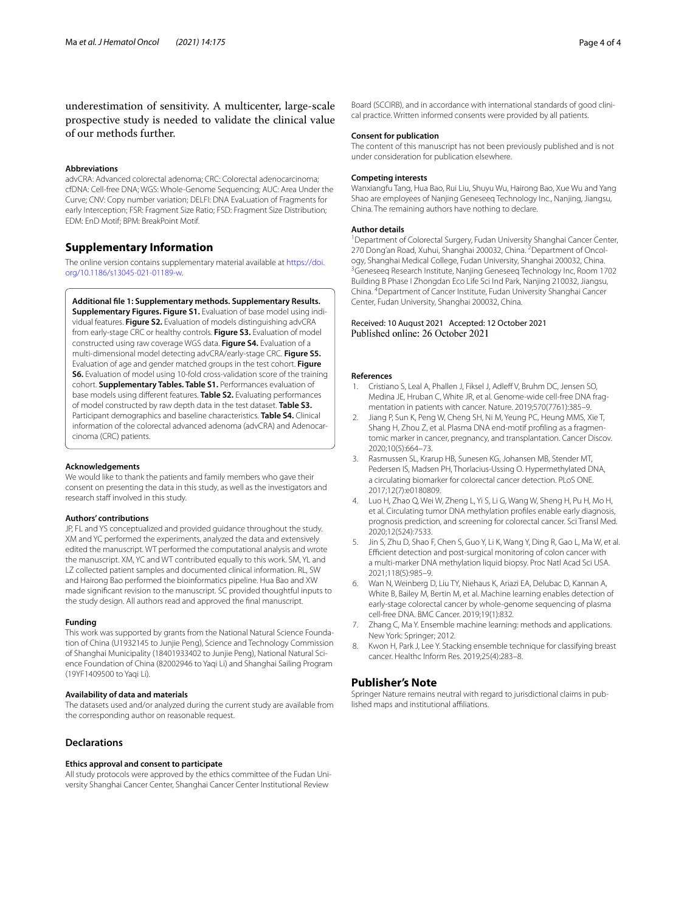underestimation of sensitivity. A multicenter, large-scale prospective study is needed to validate the clinical value of our methods further.

### Abbreviations

advCRA: Advanced colorectal adenoma; CRC: Colorectal adenocarcinoma; cfDNA: Cell-free DNA; WGS: Whole-Genome Sequencing; AUC: Area Under the Curve; CNV: Copy number variation; DELFI: DNA EvaLuation of Fragments for early Interception; FSR: Fragment Size Ratio; FSD: Fragment Size Distribution; EDM: EnD Motif; BPM: BreakPoint Motif.

## Supplementary Information

The online version contains supplementary material available at https://doi.org/10.1186/s13045-021-01189-w.

**Additional file 1: Supplementary methods. Supplementary Results. Supplementary Figures. Figure S1.** Evaluation of base model using individual features. **Figure S2.** Evaluation of models distinguishing advCRA from early-stage CRC or healthy controls. **Figure S3.** Evaluation of model constructed using raw coverage WGS data. **Figure S4.** Evaluation of a multi-dimensional model detecting advCRA/early-stage CRC. **Figure S5.** Evaluation of age and gender matched groups in the test cohort. **Figure S6.** Evaluation of model using 10-fold cross-validation score of the training cohort. **Supplementary Tables. Table S1.** Performances evaluation of base models using different features. **Table S2.** Evaluating performances of model constructed by raw depth data in the test dataset. **Table S3.** Participant demographics and baseline characteristics. **Table S4.** Clinical information of the colorectal advanced adenoma (advCRA) and Adenocarcinoma (CRC) patients.

### Acknowledgements

We would like to thank the patients and family members who gave their consent on presenting the data in this study, as well as the investigators and research staff involved in this study.

### Authors' contributions

JP, FL and YS conceptualized and provided guidance throughout the study. XM and YC performed the experiments, analyzed the data and extensively edited the manuscript. WT performed the computational analysis and wrote the manuscript. XM, YC and WT contributed equally to this work. SM, YL and LZ collected patient samples and documented clinical information. RL, SW and Hairong Bao performed the bioinformatics pipeline. Hua Bao and XW made significant revision to the manuscript. SC provided thoughtful inputs to the study design. All authors read and approved the final manuscript.

### Funding

This work was supported by grants from the National Natural Science Foundation of China (U1932145 to Junjie Peng), Science and Technology Commission of Shanghai Municipality (18401933402 to Junjie Peng), National Natural Science Foundation of China (82002946 to Yaqi Li) and Shanghai Sailing Program (19YF1409500 to Yaqi Li).

### Availability of data and materials

The datasets used and/or analyzed during the current study are available from the corresponding author on reasonable request.

## Declarations

### Ethics approval and consent to participate

All study protocols were approved by the ethics committee of the Fudan University Shanghai Cancer Center, Shanghai Cancer Center Institutional Review Board (SCCIRB), and in accordance with international standards of good clinical practice. Written informed consents were provided by all patients.

### Consent for publication

The content of this manuscript has not been previously published and is not under consideration for publication elsewhere.

### Competing interests

Wanxiangfu Tang, Hua Bao, Rui Liu, Shuyu Wu, Hairong Bao, Xue Wu and Yang Shao are employees of Nanjing Geneseeq Technology Inc., Nanjing, Jiangsu, China. The remaining authors have nothing to declare.

### Author details

[1]Department of Colorectal Surgery, Fudan University Shanghai Cancer Center, 270 Dong'an Road, Xuhui, Shanghai 200032, China. [2]Department of Oncology, Shanghai Medical College, Fudan University, Shanghai 200032, China. [3]Geneseeq Research Institute, Nanjing Geneseeq Technology Inc, Room 1702 Building B Phase I Zhongdan Eco Life Sci Ind Park, Nanjing 210032, Jiangsu, China. [4]Department of Cancer Institute, Fudan University Shanghai Cancer Center, Fudan University, Shanghai 200032, China.

Received: 10 August 2021 Accepted: 12 October 2021
Published online: 26 October 2021

### References

1. Cristiano S, Leal A, Phallen J, Fiksel J, Adleff V, Bruhm DC, Jensen SO, Medina JE, Hruban C, White JR, et al. Genome-wide cell-free DNA fragmentation in patients with cancer. Nature. 2019;570(7761):385–9.
2. Jiang P, Sun K, Peng W, Cheng SH, Ni M, Yeung PC, Heung MMS, Xie T, Shang H, Zhou Z, et al. Plasma DNA end-motif profiling as a fragmentomic marker in cancer, pregnancy, and transplantation. Cancer Discov. 2020;10(5):664–73.
3. Rasmussen SL, Krarup HB, Sunesen KG, Johansen MB, Stender MT, Pedersen IS, Madsen PH, Thorlacius-Ussing O. Hypermethylated DNA, a circulating biomarker for colorectal cancer detection. PLoS ONE. 2017;12(7):e0180809.
4. Luo H, Zhao Q, Wei W, Zheng L, Yi S, Li G, Wang W, Sheng H, Pu H, Mo H, et al. Circulating tumor DNA methylation profiles enable early diagnosis, prognosis prediction, and screening for colorectal cancer. Sci Transl Med. 2020;12(524):7533.
5. Jin S, Zhu D, Shao F, Chen S, Guo Y, Li K, Wang Y, Ding R, Gao L, Ma W, et al. Efficient detection and post-surgical monitoring of colon cancer with a multi-marker DNA methylation liquid biopsy. Proc Natl Acad Sci USA. 2021;118(5):985–9.
6. Wan N, Weinberg D, Liu TY, Niehaus K, Ariazi EA, Delubac D, Kannan A, White B, Bailey M, Bertin M, et al. Machine learning enables detection of early-stage colorectal cancer by whole-genome sequencing of plasma cell-free DNA. BMC Cancer. 2019;19(1):832.
7. Zhang C, Ma Y. Ensemble machine learning: methods and applications. New York: Springer; 2012.
8. Kwon H, Park J, Lee Y. Stacking ensemble technique for classifying breast cancer. Healthc Inform Res. 2019;25(4):283–8.

## Publisher's Note

Springer Nature remains neutral with regard to jurisdictional claims in published maps and institutional affiliations.